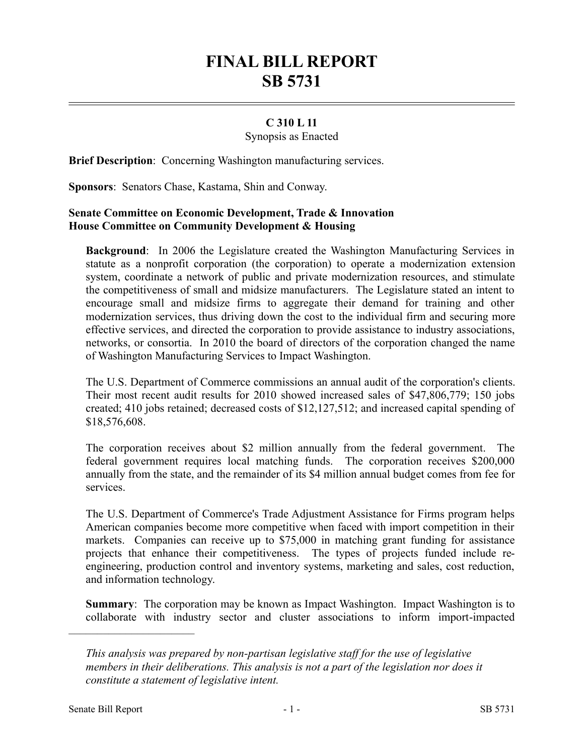# FINAL BILL REPORT
# SB 5731

**C 310 L 11**

Synopsis as Enacted

**Brief Description**: Concerning Washington manufacturing services.

**Sponsors**: Senators Chase, Kastama, Shin and Conway.

**Senate Committee on Economic Development, Trade & Innovation**
**House Committee on Community Development & Housing**

**Background**: In 2006 the Legislature created the Washington Manufacturing Services in statute as a nonprofit corporation (the corporation) to operate a modernization extension system, coordinate a network of public and private modernization resources, and stimulate the competitiveness of small and midsize manufacturers. The Legislature stated an intent to encourage small and midsize firms to aggregate their demand for training and other modernization services, thus driving down the cost to the individual firm and securing more effective services, and directed the corporation to provide assistance to industry associations, networks, or consortia. In 2010 the board of directors of the corporation changed the name of Washington Manufacturing Services to Impact Washington.

The U.S. Department of Commerce commissions an annual audit of the corporation's clients. Their most recent audit results for 2010 showed increased sales of $47,806,779; 150 jobs created; 410 jobs retained; decreased costs of $12,127,512; and increased capital spending of $18,576,608.

The corporation receives about $2 million annually from the federal government. The federal government requires local matching funds. The corporation receives $200,000 annually from the state, and the remainder of its $4 million annual budget comes from fee for services.

The U.S. Department of Commerce's Trade Adjustment Assistance for Firms program helps American companies become more competitive when faced with import competition in their markets. Companies can receive up to $75,000 in matching grant funding for assistance projects that enhance their competitiveness. The types of projects funded include re-engineering, production control and inventory systems, marketing and sales, cost reduction, and information technology.

**Summary**: The corporation may be known as Impact Washington. Impact Washington is to collaborate with industry sector and cluster associations to inform import-impacted

---

*This analysis was prepared by non-partisan legislative staff for the use of legislative members in their deliberations. This analysis is not a part of the legislation nor does it constitute a statement of legislative intent.*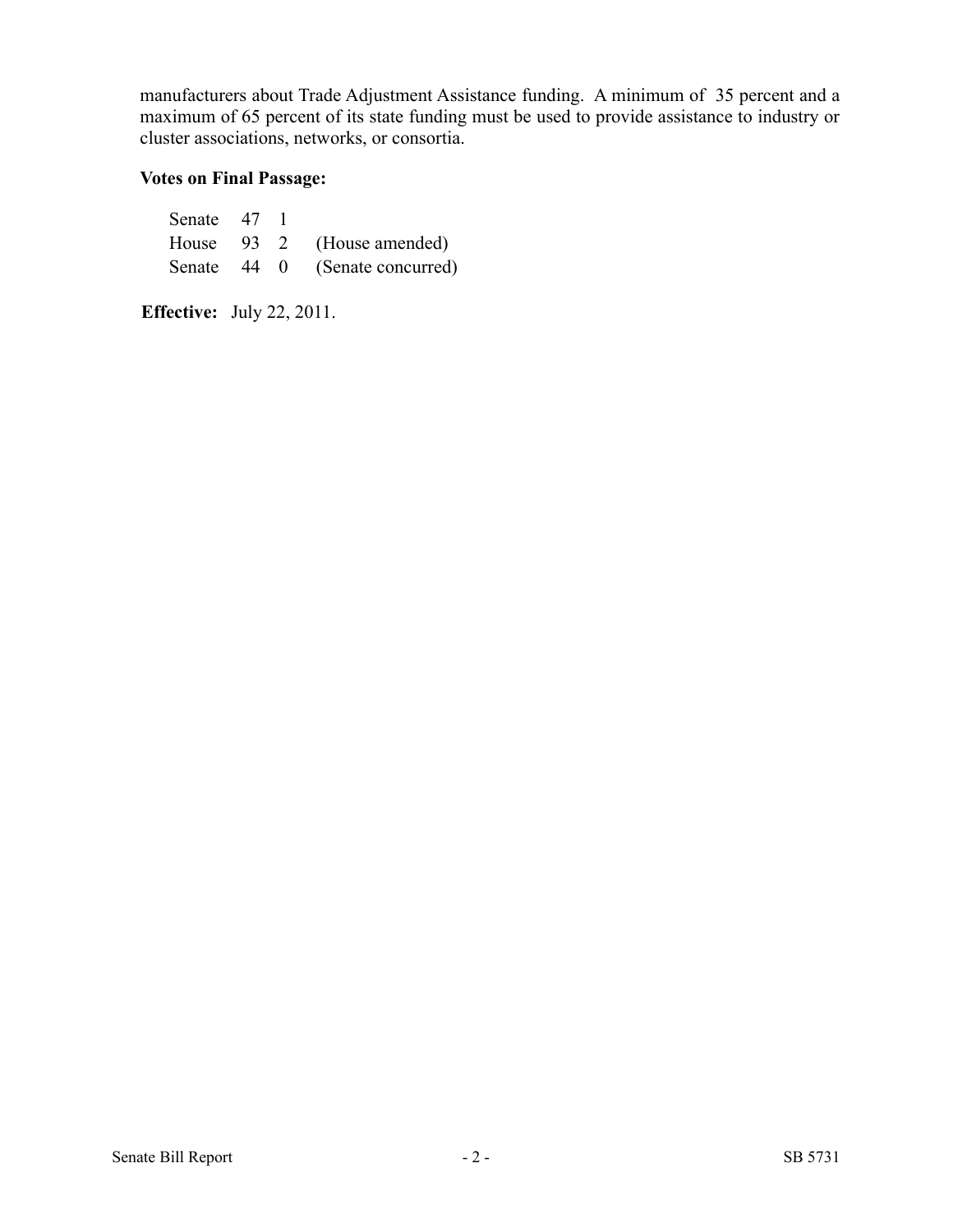manufacturers about Trade Adjustment Assistance funding. A minimum of 35 percent and a maximum of 65 percent of its state funding must be used to provide assistance to industry or cluster associations, networks, or consortia.

**Votes on Final Passage:**

| | | | |
|---|---|---|---|
| Senate | 47 | 1 | |
| House | 93 | 2 | (House amended) |
| Senate | 44 | 0 | (Senate concurred) |

**Effective:** July 22, 2011.